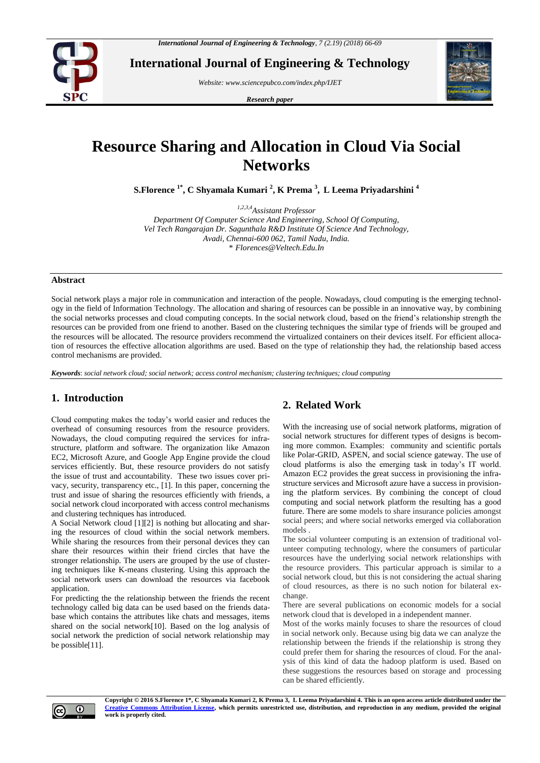# Resource Sharing and Allocation in Cloud Via Social Networks

**S.Florence [1*], C Shyamala Kumari [2], K Prema [3], L Leema Priyadarshini [4]**

*[1,2,3,4]Assistant Professor*
*Department Of Computer Science And Engineering, School Of Computing,*
*Vel Tech Rangarajan Dr. Sagunthala R&D Institute Of Science And Technology,*
*Avadi, Chennai-600 062, Tamil Nadu, India.*
*\* Florences@Veltech.Edu.In*

## Abstract

Social network plays a major role in communication and interaction of the people. Nowadays, cloud computing is the emerging technology in the field of Information Technology. The allocation and sharing of resources can be possible in an innovative way, by combining the social networks processes and cloud computing concepts. In the social network cloud, based on the friend's relationship strength the resources can be provided from one friend to another. Based on the clustering techniques the similar type of friends will be grouped and the resources will be allocated. The resource providers recommend the virtualized containers on their devices itself. For efficient allocation of resources the effective allocation algorithms are used. Based on the type of relationship they had, the relationship based access control mechanisms are provided.

***Keywords***: *social network cloud; social network; access control mechanism; clustering techniques; cloud computing*

## 1. Introduction

Cloud computing makes the today's world easier and reduces the overhead of consuming resources from the resource providers. Nowadays, the cloud computing required the services for infrastructure, platform and software. The organization like Amazon EC2, Microsoft Azure, and Google App Engine provide the cloud services efficiently. But, these resource providers do not satisfy the issue of trust and accountability. These two issues cover privacy, security, transparency etc., [1]. In this paper, concerning the trust and issue of sharing the resources efficiently with friends, a social network cloud incorporated with access control mechanisms and clustering techniques has introduced.

A Social Network cloud [1][2] is nothing but allocating and sharing the resources of cloud within the social network members. While sharing the resources from their personal devices they can share their resources within their friend circles that have the stronger relationship. The users are grouped by the use of clustering techniques like K-means clustering. Using this approach the social network users can download the resources via facebook application.

For predicting the the relationship between the friends the recent technology called big data can be used based on the friends database which contains the attributes like chats and messages, items shared on the social network[10]. Based on the log analysis of social network the prediction of social network relationship may be possible[11].

## 2. Related Work

With the increasing use of social network platforms, migration of social network structures for different types of designs is becoming more common. Examples: community and scientific portals like Polar-GRID, ASPEN, and social science gateway. The use of cloud platforms is also the emerging task in today's IT world. Amazon EC2 provides the great success in provisioning the infrastructure services and Microsoft azure have a success in provisioning the platform services. By combining the concept of cloud computing and social network platform the resulting has a good future. There are some models to share insurance policies amongst social peers; and where social networks emerged via collaboration models .

The social volunteer computing is an extension of traditional volunteer computing technology, where the consumers of particular resources have the underlying social network relationships with the resource providers. This particular approach is similar to a social network cloud, but this is not considering the actual sharing of cloud resources, as there is no such notion for bilateral exchange.

There are several publications on economic models for a social network cloud that is developed in a independent manner.

Most of the works mainly focuses to share the resources of cloud in social network only. Because using big data we can analyze the relationship between the friends if the relationship is strong they could prefer them for sharing the resources of cloud. For the analysis of this kind of data the hadoop platform is used. Based on these suggestions the resources based on storage and processing can be shared efficiently.

**Copyright © 2016 S.Florence 1\*, C Shyamala Kumari 2, K Prema 3, L Leema Priyadarshini 4. This is an open access article distributed under the Creative Commons Attribution License, which permits unrestricted use, distribution, and reproduction in any medium, provided the original work is properly cited.**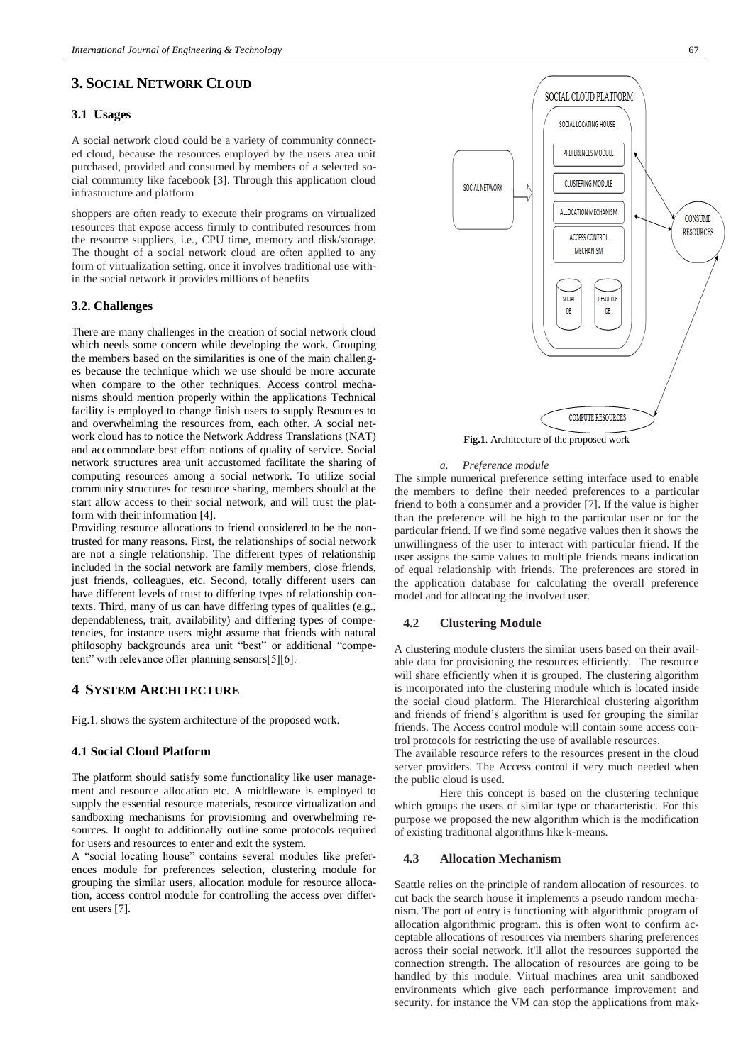## 3. Social Network Cloud

### 3.1 Usages

A social network cloud could be a variety of community connected cloud, because the resources employed by the users area unit purchased, provided and consumed by members of a selected social community like facebook [3]. Through this application cloud infrastructure and platform

shoppers are often ready to execute their programs on virtualized resources that expose access firmly to contributed resources from the resource suppliers, i.e., CPU time, memory and disk/storage. The thought of a social network cloud are often applied to any form of virtualization setting. once it involves traditional use within the social network it provides millions of benefits

### 3.2. Challenges

There are many challenges in the creation of social network cloud which needs some concern while developing the work. Grouping the members based on the similarities is one of the main challenges because the technique which we use should be more accurate when compare to the other techniques. Access control mechanisms should mention properly within the applications Technical facility is employed to change finish users to supply Resources to and overwhelming the resources from, each other. A social network cloud has to notice the Network Address Translations (NAT) and accommodate best effort notions of quality of service. Social network structures area unit accustomed facilitate the sharing of computing resources among a social network. To utilize social community structures for resource sharing, members should at the start allow access to their social network, and will trust the platform with their information [4].

Providing resource allocations to friend considered to be the non-trusted for many reasons. First, the relationships of social network are not a single relationship. The different types of relationship included in the social network are family members, close friends, just friends, colleagues, etc. Second, totally different users can have different levels of trust to differing types of relationship contexts. Third, many of us can have differing types of qualities (e.g., dependableness, trait, availability) and differing types of competencies, for instance users might assume that friends with natural philosophy backgrounds area unit "best" or additional "competent" with relevance offer planning sensors[5][6].

## 4 System Architecture

Fig.1. shows the system architecture of the proposed work.

### 4.1 Social Cloud Platform

The platform should satisfy some functionality like user management and resource allocation etc. A middleware is employed to supply the essential resource materials, resource virtualization and sandboxing mechanisms for provisioning and overwhelming resources. It ought to additionally outline some protocols required for users and resources to enter and exit the system.

A "social locating house" contains several modules like preferences module for preferences selection, clustering module for grouping the similar users, allocation module for resource allocation, access control module for controlling the access over different users [7].

SOCIAL CLOUD PLATFORM
SOCIAL LOCATING HOUSE
PREFERENCES MODULE
CLUSTERING MODULE
ALLOCATION MECHANISM
ACCESS CONTROL MECHANISM
SOCIAL DB
RESOURCE DB
SOCIAL NETWORK
CONSUME RESOURCES
COMPUTE RESOURCES

**Fig.1**. Architecture of the proposed work

*a. Preference module*

The simple numerical preference setting interface used to enable the members to define their needed preferences to a particular friend to both a consumer and a provider [7]. If the value is higher than the preference will be high to the particular user or for the particular friend. If we find some negative values then it shows the unwillingness of the user to interact with particular friend. If the user assigns the same values to multiple friends means indication of equal relationship with friends. The preferences are stored in the application database for calculating the overall preference model and for allocating the involved user.

### 4.2 Clustering Module

A clustering module clusters the similar users based on their available data for provisioning the resources efficiently. The resource will share efficiently when it is grouped. The clustering algorithm is incorporated into the clustering module which is located inside the social cloud platform. The Hierarchical clustering algorithm and friends of friend's algorithm is used for grouping the similar friends. The Access control module will contain some access control protocols for restricting the use of available resources.

The available resource refers to the resources present in the cloud server providers. The Access control if very much needed when the public cloud is used.

Here this concept is based on the clustering technique which groups the users of similar type or characteristic. For this purpose we proposed the new algorithm which is the modification of existing traditional algorithms like k-means.

### 4.3 Allocation Mechanism

Seattle relies on the principle of random allocation of resources. to cut back the search house it implements a pseudo random mechanism. The port of entry is functioning with algorithmic program of allocation algorithmic program. this is often wont to confirm acceptable allocations of resources via members sharing preferences across their social network. it'll allot the resources supported the connection strength. The allocation of resources are going to be handled by this module. Virtual machines area unit sandboxed environments which give each performance improvement and security. for instance the VM can stop the applications from mak-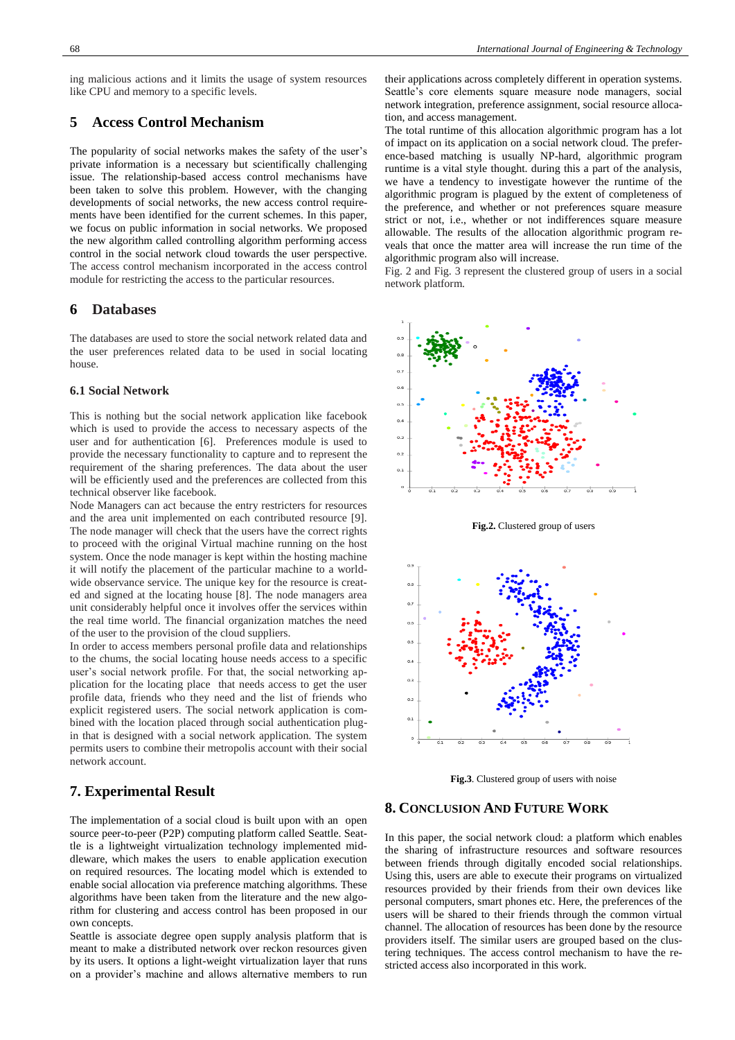ing malicious actions and it limits the usage of system resources like CPU and memory to a specific levels.

## 5 Access Control Mechanism

The popularity of social networks makes the safety of the user's private information is a necessary but scientifically challenging issue. The relationship-based access control mechanisms have been taken to solve this problem. However, with the changing developments of social networks, the new access control requirements have been identified for the current schemes. In this paper, we focus on public information in social networks. We proposed the new algorithm called controlling algorithm performing access control in the social network cloud towards the user perspective. The access control mechanism incorporated in the access control module for restricting the access to the particular resources.

## 6 Databases

The databases are used to store the social network related data and the user preferences related data to be used in social locating house.

### 6.1 Social Network

This is nothing but the social network application like facebook which is used to provide the access to necessary aspects of the user and for authentication [6]. Preferences module is used to provide the necessary functionality to capture and to represent the requirement of the sharing preferences. The data about the user will be efficiently used and the preferences are collected from this technical observer like facebook.

Node Managers can act because the entry restricters for resources and the area unit implemented on each contributed resource [9]. The node manager will check that the users have the correct rights to proceed with the original Virtual machine running on the host system. Once the node manager is kept within the hosting machine it will notify the placement of the particular machine to a world-wide observance service. The unique key for the resource is created and signed at the locating house [8]. The node managers area unit considerably helpful once it involves offer the services within the real time world. The financial organization matches the need of the user to the provision of the cloud suppliers.

In order to access members personal profile data and relationships to the chums, the social locating house needs access to a specific user's social network profile. For that, the social networking application for the locating place that needs access to get the user profile data, friends who they need and the list of friends who explicit registered users. The social network application is combined with the location placed through social authentication plug-in that is designed with a social network application. The system permits users to combine their metropolis account with their social network account.

## 7. Experimental Result

The implementation of a social cloud is built upon with an open source peer-to-peer (P2P) computing platform called Seattle. Seattle is a lightweight virtualization technology implemented middleware, which makes the users to enable application execution on required resources. The locating model which is extended to enable social allocation via preference matching algorithms. These algorithms have been taken from the literature and the new algorithm for clustering and access control has been proposed in our own concepts.

Seattle is associate degree open supply analysis platform that is meant to make a distributed network over reckon resources given by its users. It options a light-weight virtualization layer that runs on a provider's machine and allows alternative members to run their applications across completely different in operation systems. Seattle's core elements square measure node managers, social network integration, preference assignment, social resource allocation, and access management.

The total runtime of this allocation algorithmic program has a lot of impact on its application on a social network cloud. The preference-based matching is usually NP-hard, algorithmic program runtime is a vital style thought. during this a part of the analysis, we have a tendency to investigate however the runtime of the algorithmic program is plagued by the extent of completeness of the preference, and whether or not preferences square measure strict or not, i.e., whether or not indifferences square measure allowable. The results of the allocation algorithmic program reveals that once the matter area will increase the run time of the algorithmic program also will increase.

Fig. 2 and Fig. 3 represent the clustered group of users in a social network platform.

**Fig.2.** Clustered group of users

**Fig.3**. Clustered group of users with noise

## 8. Conclusion And Future Work

In this paper, the social network cloud: a platform which enables the sharing of infrastructure resources and software resources between friends through digitally encoded social relationships. Using this, users are able to execute their programs on virtualized resources provided by their friends from their own devices like personal computers, smart phones etc. Here, the preferences of the users will be shared to their friends through the common virtual channel. The allocation of resources has been done by the resource providers itself. The similar users are grouped based on the clustering techniques. The access control mechanism to have the restricted access also incorporated in this work.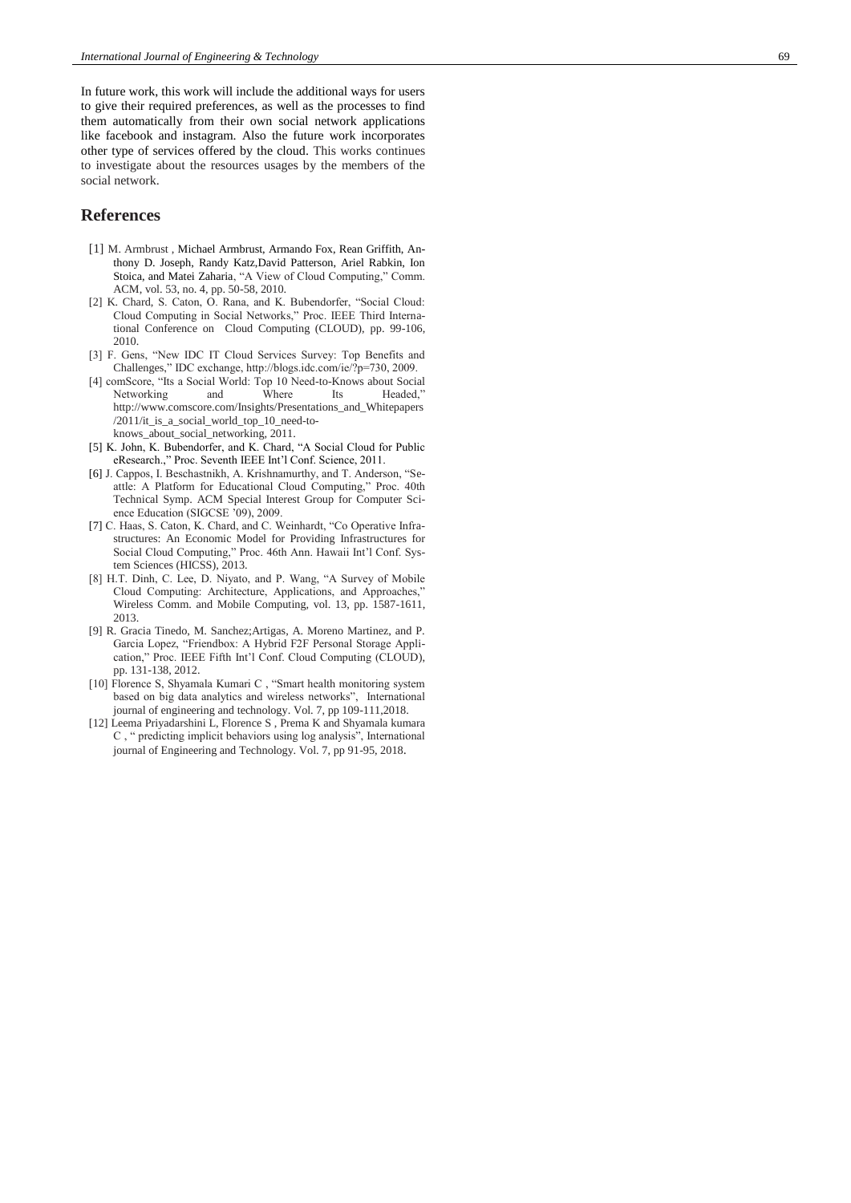In future work, this work will include the additional ways for users to give their required preferences, as well as the processes to find them automatically from their own social network applications like facebook and instagram. Also the future work incorporates other type of services offered by the cloud. This works continues to investigate about the resources usages by the members of the social network.

## References

[1] M. Armbrust , Michael Armbrust, Armando Fox, Rean Griffith, Anthony D. Joseph, Randy Katz,David Patterson, Ariel Rabkin, Ion Stoica, and Matei Zaharia, "A View of Cloud Computing," Comm. ACM, vol. 53, no. 4, pp. 50-58, 2010.

[2] K. Chard, S. Caton, O. Rana, and K. Bubendorfer, "Social Cloud: Cloud Computing in Social Networks," Proc. IEEE Third International Conference on Cloud Computing (CLOUD), pp. 99-106, 2010.

[3] F. Gens, "New IDC IT Cloud Services Survey: Top Benefits and Challenges," IDC exchange, http://blogs.idc.com/ie/?p=730, 2009.

[4] comScore, "Its a Social World: Top 10 Need-to-Knows about Social Networking and Where Its Headed," http://www.comscore.com/Insights/Presentations_and_Whitepapers/2011/it_is_a_social_world_top_10_need-to-knows_about_social_networking, 2011.

[5] K. John, K. Bubendorfer, and K. Chard, "A Social Cloud for Public eResearch.," Proc. Seventh IEEE Int'l Conf. Science, 2011.

[6] J. Cappos, I. Beschastnikh, A. Krishnamurthy, and T. Anderson, "Seattle: A Platform for Educational Cloud Computing," Proc. 40th Technical Symp. ACM Special Interest Group for Computer Science Education (SIGCSE '09), 2009.

[7] C. Haas, S. Caton, K. Chard, and C. Weinhardt, "Co Operative Infrastructures: An Economic Model for Providing Infrastructures for Social Cloud Computing," Proc. 46th Ann. Hawaii Int'l Conf. System Sciences (HICSS), 2013.

[8] H.T. Dinh, C. Lee, D. Niyato, and P. Wang, "A Survey of Mobile Cloud Computing: Architecture, Applications, and Approaches," Wireless Comm. and Mobile Computing, vol. 13, pp. 1587-1611, 2013.

[9] R. Gracia Tinedo, M. Sanchez;Artigas, A. Moreno Martinez, and P. Garcia Lopez, "Friendbox: A Hybrid F2F Personal Storage Application," Proc. IEEE Fifth Int'l Conf. Cloud Computing (CLOUD), pp. 131-138, 2012.

[10] Florence S, Shyamala Kumari C , "Smart health monitoring system based on big data analytics and wireless networks", International journal of engineering and technology. Vol. 7, pp 109-111,2018.

[12] Leema Priyadarshini L, Florence S , Prema K and Shyamala kumara C , " predicting implicit behaviors using log analysis", International journal of Engineering and Technology. Vol. 7, pp 91-95, 2018.